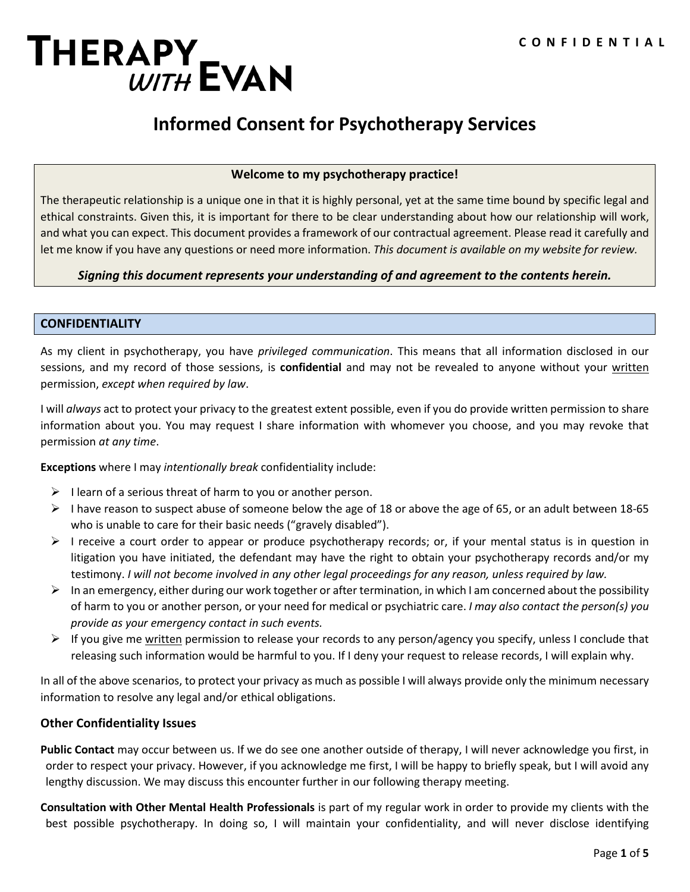# THERAPY *WITH* EVAN

CONFIDENTIAL

# Informed Consent for Psychotherapy Services

**Welcome to my psychotherapy practice!**

The therapeutic relationship is a unique one in that it is highly personal, yet at the same time bound by specific legal and ethical constraints. Given this, it is important for there to be clear understanding about how our relationship will work, and what you can expect. This document provides a framework of our contractual agreement. Please read it carefully and let me know if you have any questions or need more information. *This document is available on my website for review.*

***Signing this document represents your understanding of and agreement to the contents herein.***

## CONFIDENTIALITY

As my client in psychotherapy, you have *privileged communication*. This means that all information disclosed in our sessions, and my record of those sessions, is **confidential** and may not be revealed to anyone without your <u>written</u> permission, *except when required by law*.

I will *always* act to protect your privacy to the greatest extent possible, even if you do provide written permission to share information about you. You may request I share information with whomever you choose, and you may revoke that permission *at any time*.

**Exceptions** where I may *intentionally break* confidentiality include:

- I learn of a serious threat of harm to you or another person.
- I have reason to suspect abuse of someone below the age of 18 or above the age of 65, or an adult between 18-65 who is unable to care for their basic needs ("gravely disabled").
- I receive a court order to appear or produce psychotherapy records; or, if your mental status is in question in litigation you have initiated, the defendant may have the right to obtain your psychotherapy records and/or my testimony. *I will not become involved in any other legal proceedings for any reason, unless required by law.*
- In an emergency, either during our work together or after termination, in which I am concerned about the possibility of harm to you or another person, or your need for medical or psychiatric care. *I may also contact the person(s) you provide as your emergency contact in such events.*
- If you give me <u>written</u> permission to release your records to any person/agency you specify, unless I conclude that releasing such information would be harmful to you. If I deny your request to release records, I will explain why.

In all of the above scenarios, to protect your privacy as much as possible I will always provide only the minimum necessary information to resolve any legal and/or ethical obligations.

### Other Confidentiality Issues

**Public Contact** may occur between us. If we do see one another outside of therapy, I will never acknowledge you first, in order to respect your privacy. However, if you acknowledge me first, I will be happy to briefly speak, but I will avoid any lengthy discussion. We may discuss this encounter further in our following therapy meeting.

**Consultation with Other Mental Health Professionals** is part of my regular work in order to provide my clients with the best possible psychotherapy. In doing so, I will maintain your confidentiality, and will never disclose identifying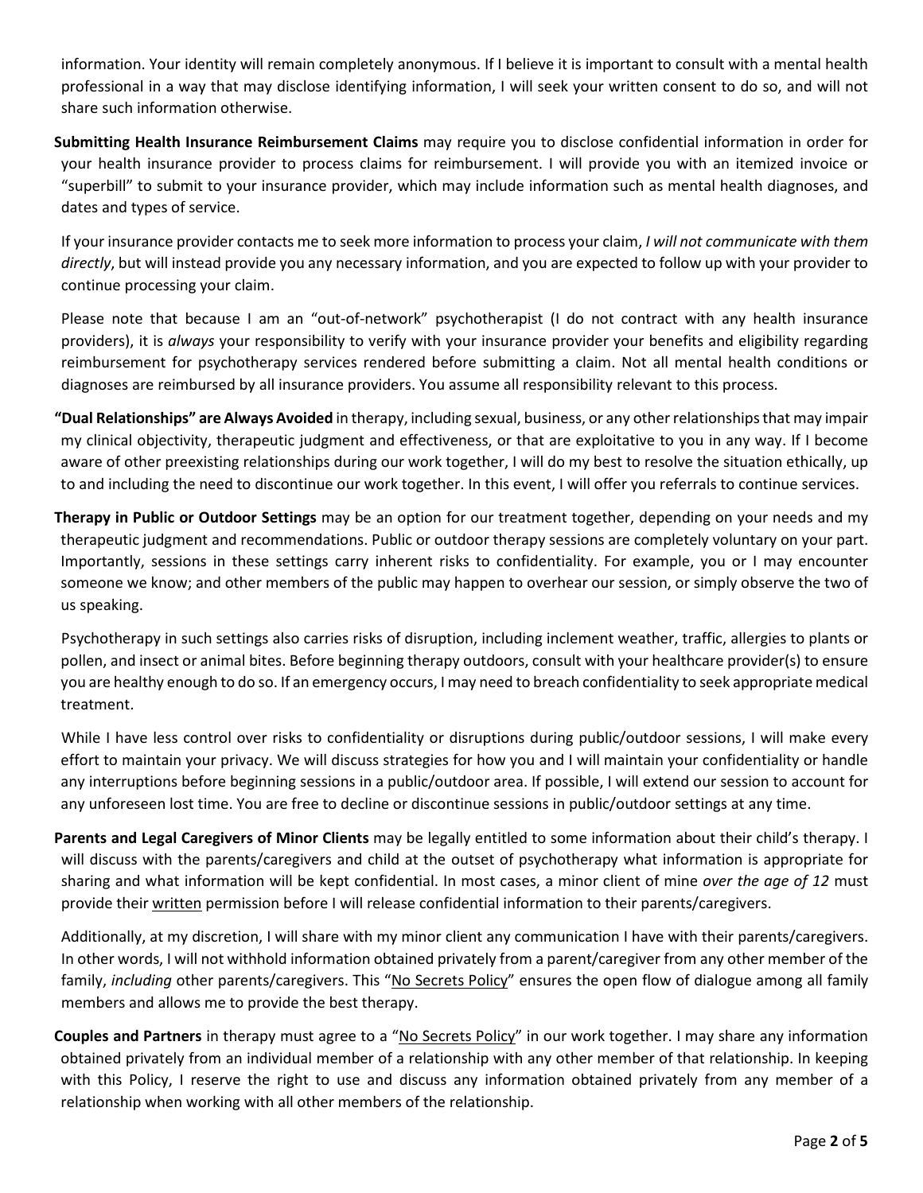information. Your identity will remain completely anonymous. If I believe it is important to consult with a mental health professional in a way that may disclose identifying information, I will seek your written consent to do so, and will not share such information otherwise.

**Submitting Health Insurance Reimbursement Claims** may require you to disclose confidential information in order for your health insurance provider to process claims for reimbursement. I will provide you with an itemized invoice or "superbill" to submit to your insurance provider, which may include information such as mental health diagnoses, and dates and types of service.

If your insurance provider contacts me to seek more information to process your claim, *I will not communicate with them directly*, but will instead provide you any necessary information, and you are expected to follow up with your provider to continue processing your claim.

Please note that because I am an "out-of-network" psychotherapist (I do not contract with any health insurance providers), it is *always* your responsibility to verify with your insurance provider your benefits and eligibility regarding reimbursement for psychotherapy services rendered before submitting a claim. Not all mental health conditions or diagnoses are reimbursed by all insurance providers. You assume all responsibility relevant to this process.

**"Dual Relationships" are Always Avoided** in therapy, including sexual, business, or any other relationships that may impair my clinical objectivity, therapeutic judgment and effectiveness, or that are exploitative to you in any way. If I become aware of other preexisting relationships during our work together, I will do my best to resolve the situation ethically, up to and including the need to discontinue our work together. In this event, I will offer you referrals to continue services.

**Therapy in Public or Outdoor Settings** may be an option for our treatment together, depending on your needs and my therapeutic judgment and recommendations. Public or outdoor therapy sessions are completely voluntary on your part. Importantly, sessions in these settings carry inherent risks to confidentiality. For example, you or I may encounter someone we know; and other members of the public may happen to overhear our session, or simply observe the two of us speaking.

Psychotherapy in such settings also carries risks of disruption, including inclement weather, traffic, allergies to plants or pollen, and insect or animal bites. Before beginning therapy outdoors, consult with your healthcare provider(s) to ensure you are healthy enough to do so. If an emergency occurs, I may need to breach confidentiality to seek appropriate medical treatment.

While I have less control over risks to confidentiality or disruptions during public/outdoor sessions, I will make every effort to maintain your privacy. We will discuss strategies for how you and I will maintain your confidentiality or handle any interruptions before beginning sessions in a public/outdoor area. If possible, I will extend our session to account for any unforeseen lost time. You are free to decline or discontinue sessions in public/outdoor settings at any time.

**Parents and Legal Caregivers of Minor Clients** may be legally entitled to some information about their child's therapy. I will discuss with the parents/caregivers and child at the outset of psychotherapy what information is appropriate for sharing and what information will be kept confidential. In most cases, a minor client of mine *over the age of 12* must provide their written permission before I will release confidential information to their parents/caregivers.

Additionally, at my discretion, I will share with my minor client any communication I have with their parents/caregivers. In other words, I will not withhold information obtained privately from a parent/caregiver from any other member of the family, *including* other parents/caregivers. This "No Secrets Policy" ensures the open flow of dialogue among all family members and allows me to provide the best therapy.

**Couples and Partners** in therapy must agree to a "No Secrets Policy" in our work together. I may share any information obtained privately from an individual member of a relationship with any other member of that relationship. In keeping with this Policy, I reserve the right to use and discuss any information obtained privately from any member of a relationship when working with all other members of the relationship.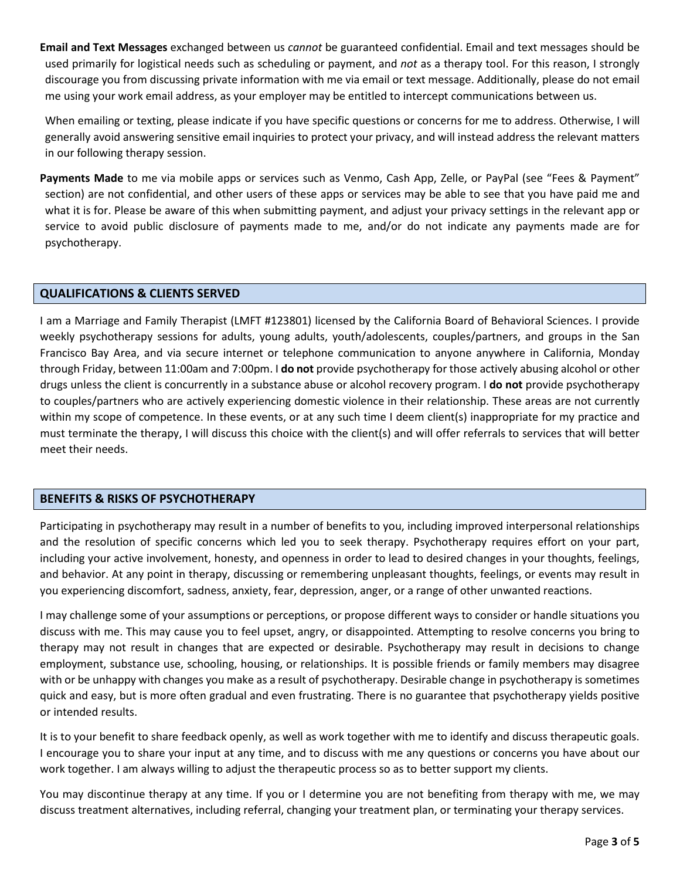**Email and Text Messages** exchanged between us *cannot* be guaranteed confidential. Email and text messages should be used primarily for logistical needs such as scheduling or payment, and *not* as a therapy tool. For this reason, I strongly discourage you from discussing private information with me via email or text message. Additionally, please do not email me using your work email address, as your employer may be entitled to intercept communications between us.

When emailing or texting, please indicate if you have specific questions or concerns for me to address. Otherwise, I will generally avoid answering sensitive email inquiries to protect your privacy, and will instead address the relevant matters in our following therapy session.

**Payments Made** to me via mobile apps or services such as Venmo, Cash App, Zelle, or PayPal (see "Fees & Payment" section) are not confidential, and other users of these apps or services may be able to see that you have paid me and what it is for. Please be aware of this when submitting payment, and adjust your privacy settings in the relevant app or service to avoid public disclosure of payments made to me, and/or do not indicate any payments made are for psychotherapy.

## QUALIFICATIONS & CLIENTS SERVED

I am a Marriage and Family Therapist (LMFT #123801) licensed by the California Board of Behavioral Sciences. I provide weekly psychotherapy sessions for adults, young adults, youth/adolescents, couples/partners, and groups in the San Francisco Bay Area, and via secure internet or telephone communication to anyone anywhere in California, Monday through Friday, between 11:00am and 7:00pm. I **do not** provide psychotherapy for those actively abusing alcohol or other drugs unless the client is concurrently in a substance abuse or alcohol recovery program. I **do not** provide psychotherapy to couples/partners who are actively experiencing domestic violence in their relationship. These areas are not currently within my scope of competence. In these events, or at any such time I deem client(s) inappropriate for my practice and must terminate the therapy, I will discuss this choice with the client(s) and will offer referrals to services that will better meet their needs.

## BENEFITS & RISKS OF PSYCHOTHERAPY

Participating in psychotherapy may result in a number of benefits to you, including improved interpersonal relationships and the resolution of specific concerns which led you to seek therapy. Psychotherapy requires effort on your part, including your active involvement, honesty, and openness in order to lead to desired changes in your thoughts, feelings, and behavior. At any point in therapy, discussing or remembering unpleasant thoughts, feelings, or events may result in you experiencing discomfort, sadness, anxiety, fear, depression, anger, or a range of other unwanted reactions.

I may challenge some of your assumptions or perceptions, or propose different ways to consider or handle situations you discuss with me. This may cause you to feel upset, angry, or disappointed. Attempting to resolve concerns you bring to therapy may not result in changes that are expected or desirable. Psychotherapy may result in decisions to change employment, substance use, schooling, housing, or relationships. It is possible friends or family members may disagree with or be unhappy with changes you make as a result of psychotherapy. Desirable change in psychotherapy is sometimes quick and easy, but is more often gradual and even frustrating. There is no guarantee that psychotherapy yields positive or intended results.

It is to your benefit to share feedback openly, as well as work together with me to identify and discuss therapeutic goals. I encourage you to share your input at any time, and to discuss with me any questions or concerns you have about our work together. I am always willing to adjust the therapeutic process so as to better support my clients.

You may discontinue therapy at any time. If you or I determine you are not benefiting from therapy with me, we may discuss treatment alternatives, including referral, changing your treatment plan, or terminating your therapy services.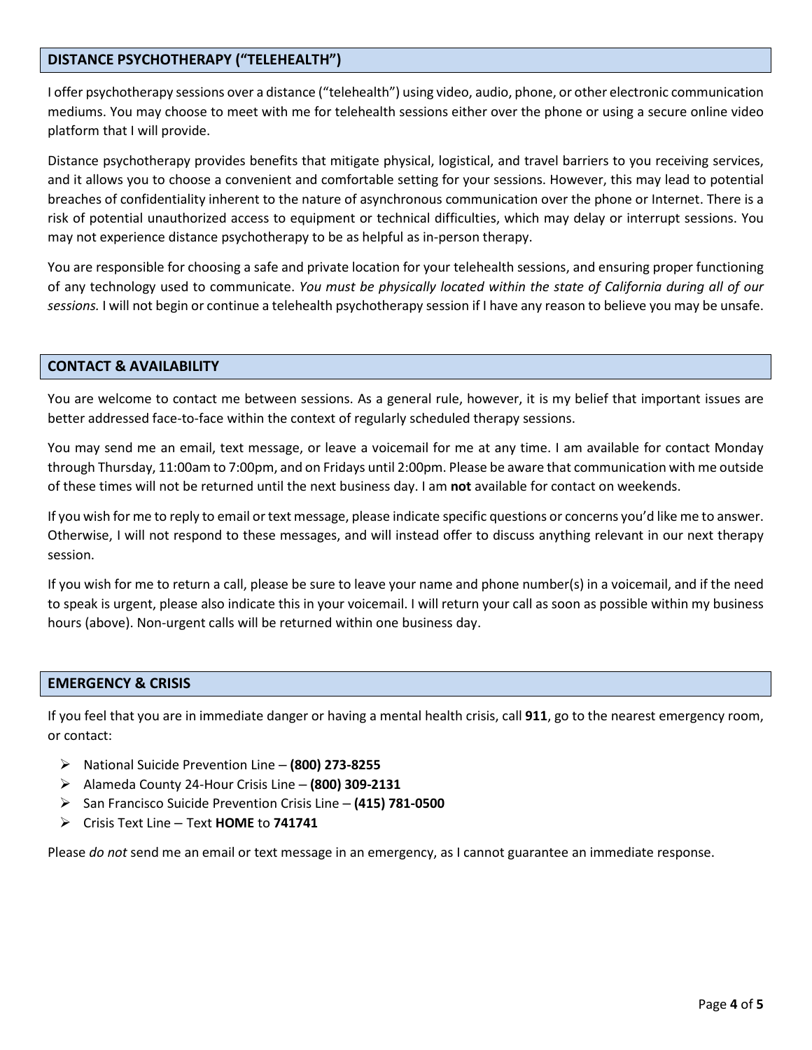## DISTANCE PSYCHOTHERAPY ("TELEHEALTH")

I offer psychotherapy sessions over a distance ("telehealth") using video, audio, phone, or other electronic communication mediums. You may choose to meet with me for telehealth sessions either over the phone or using a secure online video platform that I will provide.

Distance psychotherapy provides benefits that mitigate physical, logistical, and travel barriers to you receiving services, and it allows you to choose a convenient and comfortable setting for your sessions. However, this may lead to potential breaches of confidentiality inherent to the nature of asynchronous communication over the phone or Internet. There is a risk of potential unauthorized access to equipment or technical difficulties, which may delay or interrupt sessions. You may not experience distance psychotherapy to be as helpful as in-person therapy.

You are responsible for choosing a safe and private location for your telehealth sessions, and ensuring proper functioning of any technology used to communicate. *You must be physically located within the state of California during all of our sessions.* I will not begin or continue a telehealth psychotherapy session if I have any reason to believe you may be unsafe.

## CONTACT & AVAILABILITY

You are welcome to contact me between sessions. As a general rule, however, it is my belief that important issues are better addressed face-to-face within the context of regularly scheduled therapy sessions.

You may send me an email, text message, or leave a voicemail for me at any time. I am available for contact Monday through Thursday, 11:00am to 7:00pm, and on Fridays until 2:00pm. Please be aware that communication with me outside of these times will not be returned until the next business day. I am **not** available for contact on weekends.

If you wish for me to reply to email or text message, please indicate specific questions or concerns you'd like me to answer. Otherwise, I will not respond to these messages, and will instead offer to discuss anything relevant in our next therapy session.

If you wish for me to return a call, please be sure to leave your name and phone number(s) in a voicemail, and if the need to speak is urgent, please also indicate this in your voicemail. I will return your call as soon as possible within my business hours (above). Non-urgent calls will be returned within one business day.

## EMERGENCY & CRISIS

If you feel that you are in immediate danger or having a mental health crisis, call **911**, go to the nearest emergency room, or contact:

- National Suicide Prevention Line – **(800) 273-8255**
- Alameda County 24-Hour Crisis Line – **(800) 309-2131**
- San Francisco Suicide Prevention Crisis Line – **(415) 781-0500**
- Crisis Text Line – Text **HOME** to **741741**

Please *do not* send me an email or text message in an emergency, as I cannot guarantee an immediate response.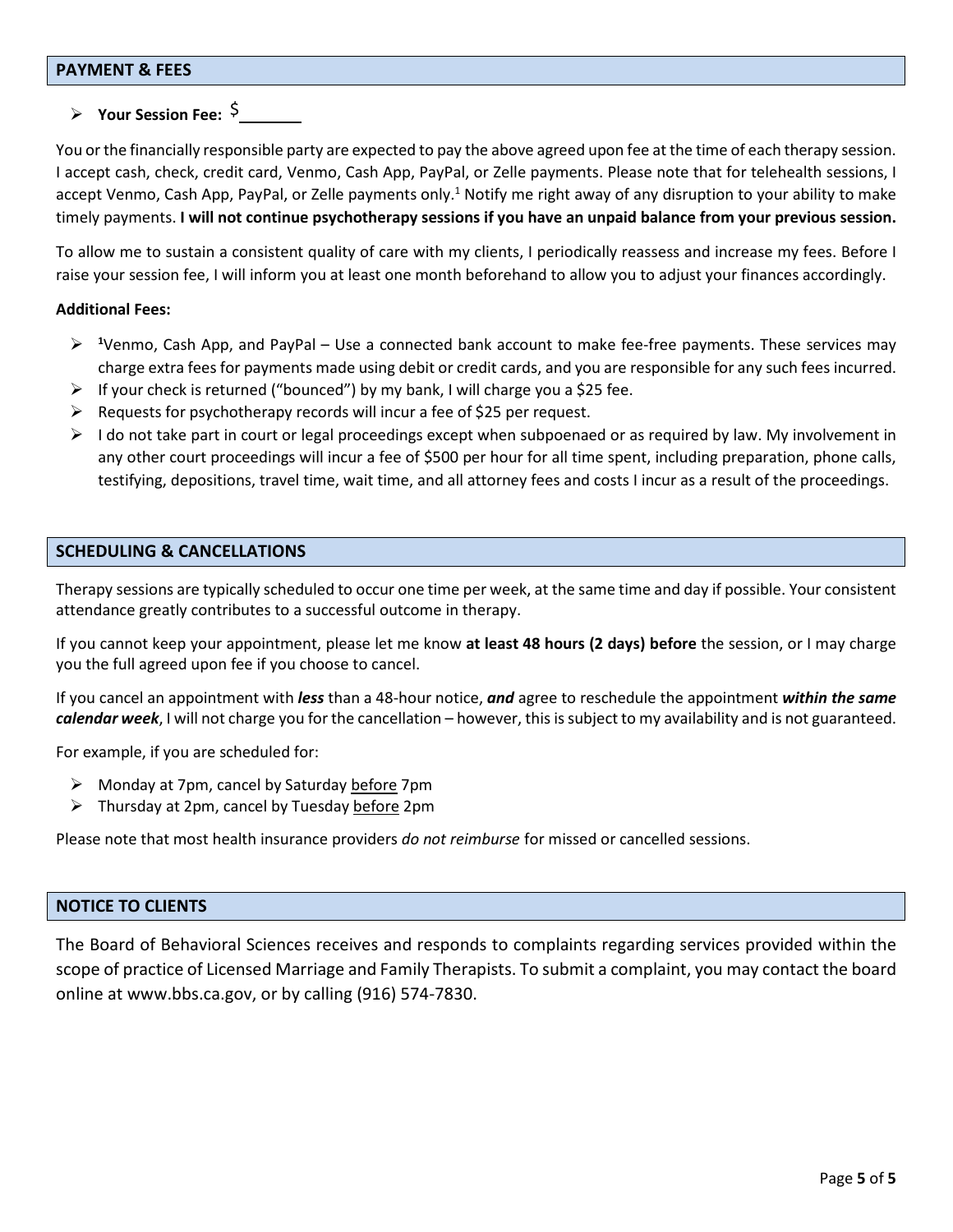## PAYMENT & FEES

- **Your Session Fee:** $\_\_\_\_\_\_\_\_

You or the financially responsible party are expected to pay the above agreed upon fee at the time of each therapy session. I accept cash, check, credit card, Venmo, Cash App, PayPal, or Zelle payments. Please note that for telehealth sessions, I accept Venmo, Cash App, PayPal, or Zelle payments only.[1] Notify me right away of any disruption to your ability to make timely payments. **I will not continue psychotherapy sessions if you have an unpaid balance from your previous session.**

To allow me to sustain a consistent quality of care with my clients, I periodically reassess and increase my fees. Before I raise your session fee, I will inform you at least one month beforehand to allow you to adjust your finances accordingly.

**Additional Fees:**

- [1]Venmo, Cash App, and PayPal – Use a connected bank account to make fee-free payments. These services may charge extra fees for payments made using debit or credit cards, and you are responsible for any such fees incurred.
- If your check is returned ("bounced") by my bank, I will charge you a $25 fee.
- Requests for psychotherapy records will incur a fee of $25 per request.
- I do not take part in court or legal proceedings except when subpoenaed or as required by law. My involvement in any other court proceedings will incur a fee of $500 per hour for all time spent, including preparation, phone calls, testifying, depositions, travel time, wait time, and all attorney fees and costs I incur as a result of the proceedings.

## SCHEDULING & CANCELLATIONS

Therapy sessions are typically scheduled to occur one time per week, at the same time and day if possible. Your consistent attendance greatly contributes to a successful outcome in therapy.

If you cannot keep your appointment, please let me know **at least 48 hours (2 days) before** the session, or I may charge you the full agreed upon fee if you choose to cancel.

If you cancel an appointment with ***less*** than a 48-hour notice, ***and*** agree to reschedule the appointment ***within the same calendar week***, I will not charge you for the cancellation – however, this is subject to my availability and is not guaranteed.

For example, if you are scheduled for:

- Monday at 7pm, cancel by Saturday <u>before</u> 7pm
- Thursday at 2pm, cancel by Tuesday <u>before</u> 2pm

Please note that most health insurance providers *do not reimburse* for missed or cancelled sessions.

## NOTICE TO CLIENTS

The Board of Behavioral Sciences receives and responds to complaints regarding services provided within the scope of practice of Licensed Marriage and Family Therapists. To submit a complaint, you may contact the board online at www.bbs.ca.gov, or by calling (916) 574-7830.